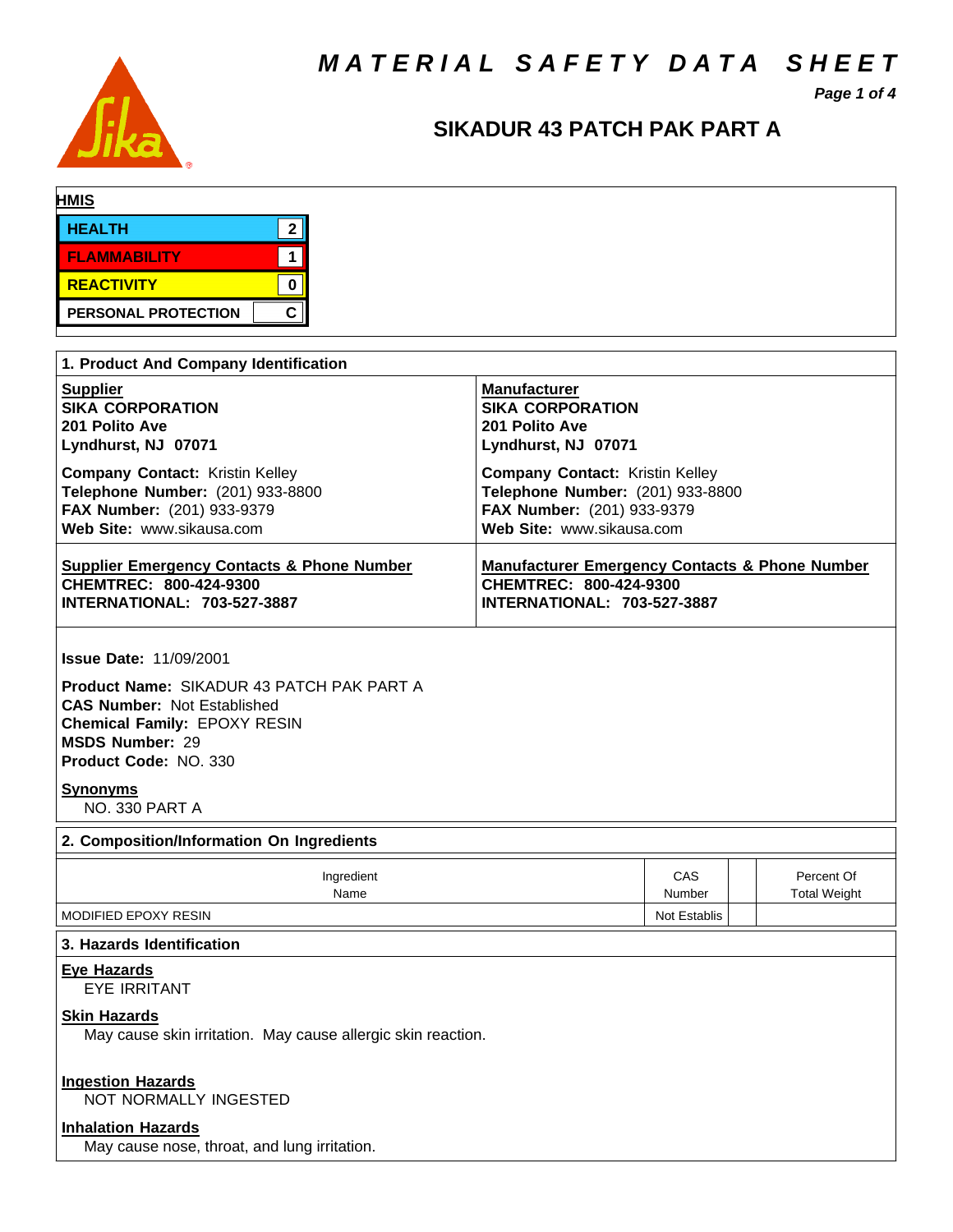# MATERIAL SAFETY DATA SHEET

## SIKADUR 43 PATCH PAK PART A

**HMIS**

| | |
|---|---|
| HEALTH | 2 |
| FLAMMABILITY | 1 |
| REACTIVITY | 0 |
| PERSONAL PROTECTION | C |

## 1. Product And Company Identification

**Supplier**
**SIKA CORPORATION**
**201 Polito Ave**
**Lyndhurst, NJ 07071**

**Company Contact:** Kristin Kelley
**Telephone Number:** (201) 933-8800
**FAX Number:** (201) 933-9379
**Web Site:** www.sikausa.com

**Manufacturer**
**SIKA CORPORATION**
**201 Polito Ave**
**Lyndhurst, NJ 07071**

**Company Contact:** Kristin Kelley
**Telephone Number:** (201) 933-8800
**FAX Number:** (201) 933-9379
**Web Site:** www.sikausa.com

**Supplier Emergency Contacts & Phone Number**
**CHEMTREC: 800-424-9300**
**INTERNATIONAL: 703-527-3887**

**Manufacturer Emergency Contacts & Phone Number**
**CHEMTREC: 800-424-9300**
**INTERNATIONAL: 703-527-3887**

**Issue Date:** 11/09/2001

**Product Name:** SIKADUR 43 PATCH PAK PART A
**CAS Number:** Not Established
**Chemical Family:** EPOXY RESIN
**MSDS Number:** 29
**Product Code:** NO. 330

**Synonyms**
NO. 330 PART A

## 2. Composition/Information On Ingredients

| Ingredient Name | CAS Number | | Percent Of Total Weight |
|---|---|---|---|
| MODIFIED EPOXY RESIN | Not Establis | | |

## 3. Hazards Identification

**Eye Hazards**
EYE IRRITANT

**Skin Hazards**
May cause skin irritation. May cause allergic skin reaction.

**Ingestion Hazards**
NOT NORMALLY INGESTED

**Inhalation Hazards**
May cause nose, throat, and lung irritation.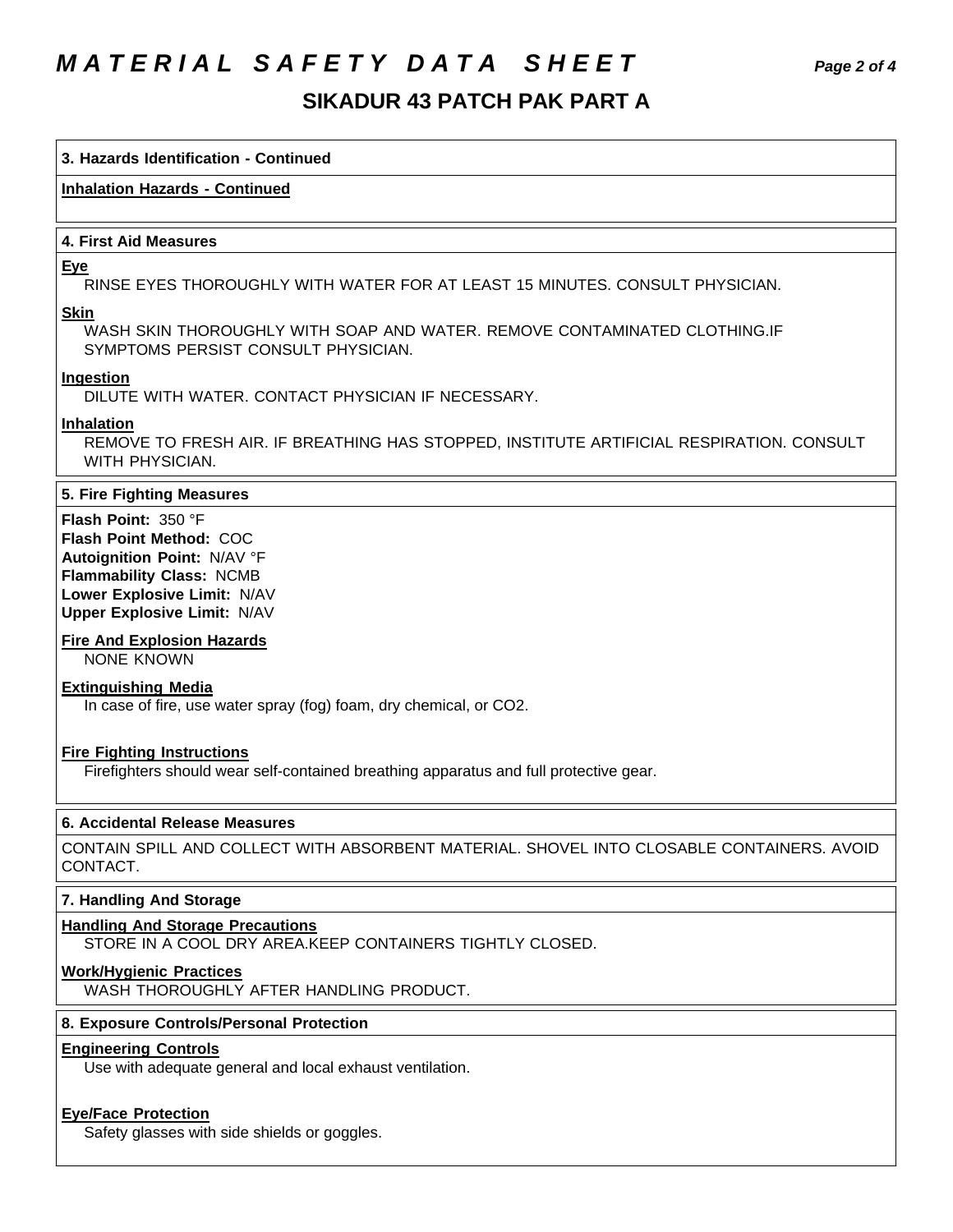### 3. Hazards Identification - Continued

**Inhalation Hazards - Continued**

### 4. First Aid Measures

**Eye**

RINSE EYES THOROUGHLY WITH WATER FOR AT LEAST 15 MINUTES. CONSULT PHYSICIAN.

**Skin**

WASH SKIN THOROUGHLY WITH SOAP AND WATER. REMOVE CONTAMINATED CLOTHING.IF SYMPTOMS PERSIST CONSULT PHYSICIAN.

**Ingestion**

DILUTE WITH WATER. CONTACT PHYSICIAN IF NECESSARY.

**Inhalation**

REMOVE TO FRESH AIR. IF BREATHING HAS STOPPED, INSTITUTE ARTIFICIAL RESPIRATION. CONSULT WITH PHYSICIAN.

### 5. Fire Fighting Measures

**Flash Point:** 350 °F
**Flash Point Method:** COC
**Autoignition Point:** N/AV °F
**Flammability Class:** NCMB
**Lower Explosive Limit:** N/AV
**Upper Explosive Limit:** N/AV

**Fire And Explosion Hazards**

NONE KNOWN

**Extinguishing Media**

In case of fire, use water spray (fog) foam, dry chemical, or $CO_2$.

**Fire Fighting Instructions**

Firefighters should wear self-contained breathing apparatus and full protective gear.

### 6. Accidental Release Measures

CONTAIN SPILL AND COLLECT WITH ABSORBENT MATERIAL. SHOVEL INTO CLOSABLE CONTAINERS. AVOID CONTACT.

### 7. Handling And Storage

**Handling And Storage Precautions**

STORE IN A COOL DRY AREA.KEEP CONTAINERS TIGHTLY CLOSED.

**Work/Hygienic Practices**

WASH THOROUGHLY AFTER HANDLING PRODUCT.

### 8. Exposure Controls/Personal Protection

**Engineering Controls**

Use with adequate general and local exhaust ventilation.

**Eye/Face Protection**

Safety glasses with side shields or goggles.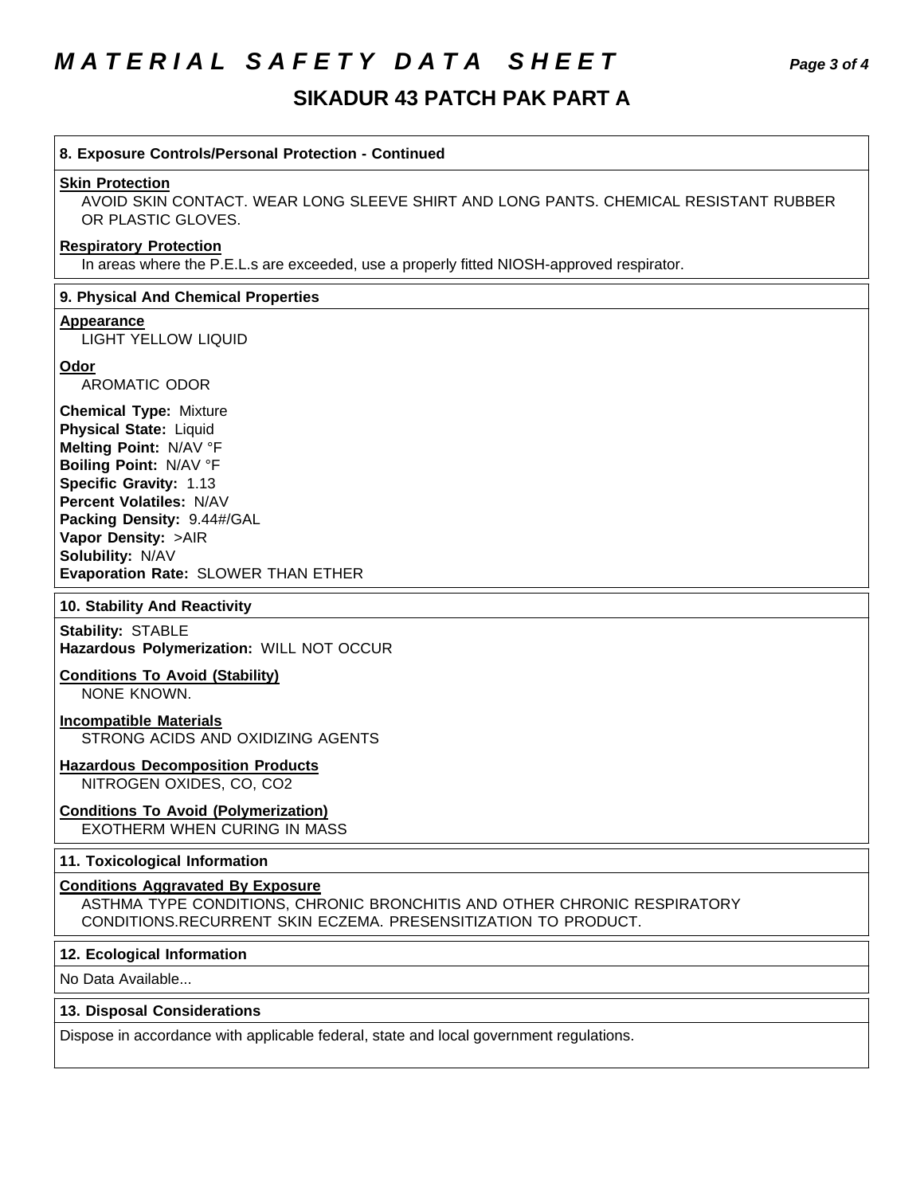# MATERIAL SAFETY DATA SHEET

## SIKADUR 43 PATCH PAK PART A

### 8. Exposure Controls/Personal Protection - Continued

**Skin Protection**

AVOID SKIN CONTACT. WEAR LONG SLEEVE SHIRT AND LONG PANTS. CHEMICAL RESISTANT RUBBER OR PLASTIC GLOVES.

**Respiratory Protection**

In areas where the P.E.L.s are exceeded, use a properly fitted NIOSH-approved respirator.

### 9. Physical And Chemical Properties

**Appearance**

LIGHT YELLOW LIQUID

**Odor**

AROMATIC ODOR

**Chemical Type:** Mixture
**Physical State:** Liquid
**Melting Point:** N/AV °F
**Boiling Point:** N/AV °F
**Specific Gravity:** 1.13
**Percent Volatiles:** N/AV
**Packing Density:** 9.44#/GAL
**Vapor Density:** >AIR
**Solubility:** N/AV
**Evaporation Rate:** SLOWER THAN ETHER

### 10. Stability And Reactivity

**Stability:** STABLE
**Hazardous Polymerization:** WILL NOT OCCUR

**Conditions To Avoid (Stability)**

NONE KNOWN.

**Incompatible Materials**

STRONG ACIDS AND OXIDIZING AGENTS

**Hazardous Decomposition Products**

NITROGEN OXIDES, CO, CO2

**Conditions To Avoid (Polymerization)**

EXOTHERM WHEN CURING IN MASS

### 11. Toxicological Information

**Conditions Aggravated By Exposure**

ASTHMA TYPE CONDITIONS, CHRONIC BRONCHITIS AND OTHER CHRONIC RESPIRATORY CONDITIONS.RECURRENT SKIN ECZEMA. PRESENSITIZATION TO PRODUCT.

### 12. Ecological Information

No Data Available...

### 13. Disposal Considerations

Dispose in accordance with applicable federal, state and local government regulations.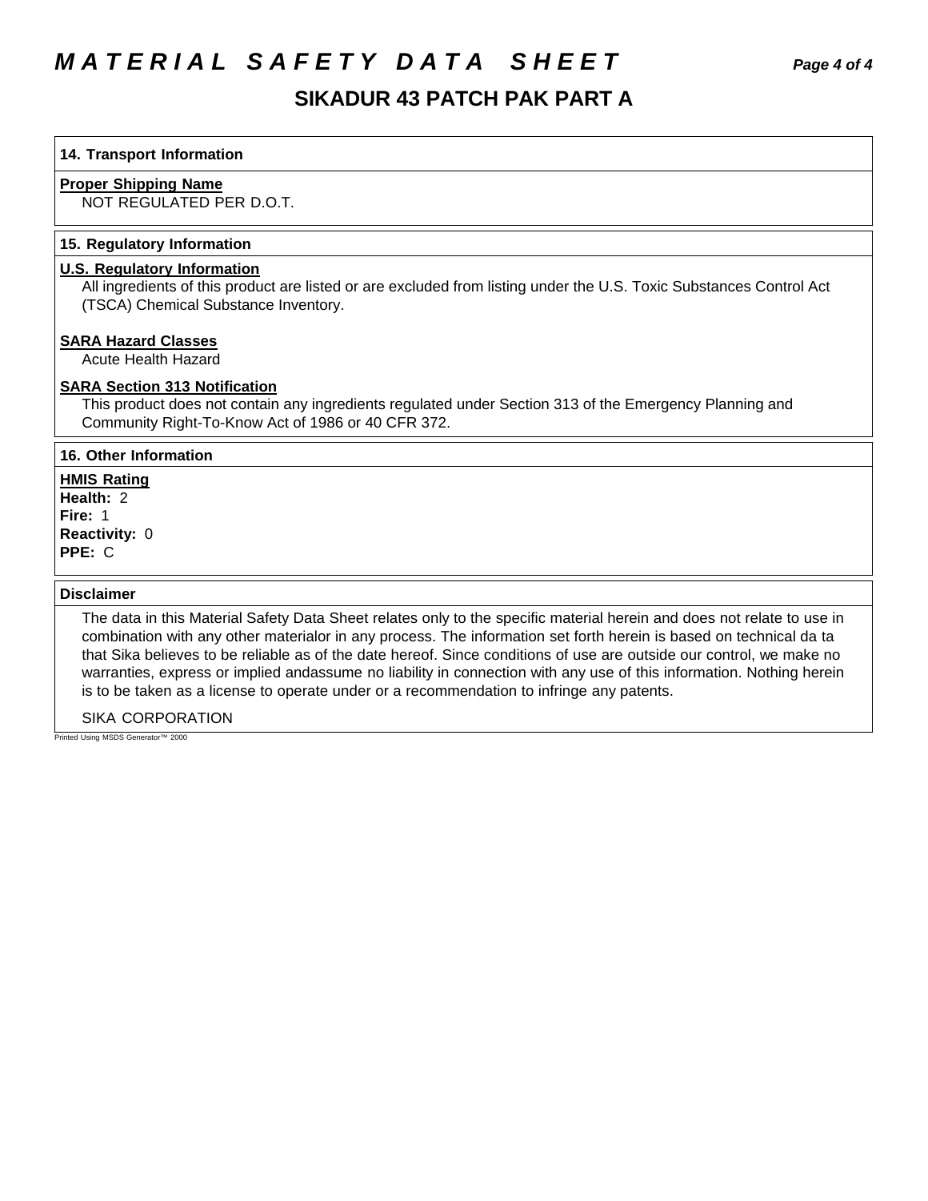## 14. Transport Information

**Proper Shipping Name**

NOT REGULATED PER D.O.T.

## 15. Regulatory Information

**U.S. Regulatory Information**

All ingredients of this product are listed or are excluded from listing under the U.S. Toxic Substances Control Act (TSCA) Chemical Substance Inventory.

**SARA Hazard Classes**

Acute Health Hazard

**SARA Section 313 Notification**

This product does not contain any ingredients regulated under Section 313 of the Emergency Planning and Community Right-To-Know Act of 1986 or 40 CFR 372.

## 16. Other Information

**HMIS Rating**

**Health:** 2
**Fire:** 1
**Reactivity:** 0
**PPE:** C

## Disclaimer

The data in this Material Safety Data Sheet relates only to the specific material herein and does not relate to use in combination with any other materialor in any process. The information set forth herein is based on technical da ta that Sika believes to be reliable as of the date hereof. Since conditions of use are outside our control, we make no warranties, express or implied andassume no liability in connection with any use of this information. Nothing herein is to be taken as a license to operate under or a recommendation to infringe any patents.

SIKA CORPORATION

Printed Using MSDS Generator™ 2000